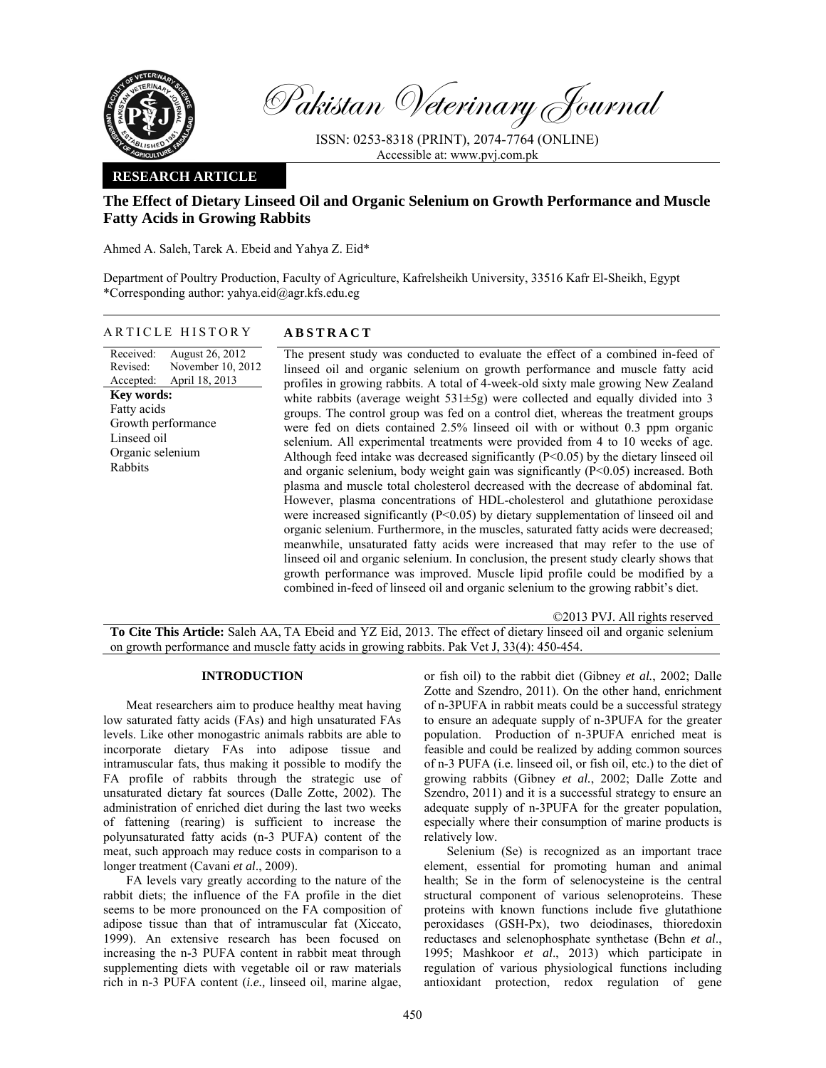# Pakistan Veterinary Journal

ISSN: 0253-8318 (PRINT), 2074-7764 (ONLINE)
Accessible at: www.pvj.com.pk

**RESEARCH ARTICLE**

## The Effect of Dietary Linseed Oil and Organic Selenium on Growth Performance and Muscle Fatty Acids in Growing Rabbits

Ahmed A. Saleh, Tarek A. Ebeid and Yahya Z. Eid*

Department of Poultry Production, Faculty of Agriculture, Kafrelsheikh University, 33516 Kafr El-Sheikh, Egypt
*Corresponding author: yahya.eid@agr.kfs.edu.eg

### ARTICLE HISTORY

Received: August 26, 2012
Revised: November 10, 2012
Accepted: April 18, 2013

**Key words:**
Fatty acids
Growth performance
Linseed oil
Organic selenium
Rabbits

### ABSTRACT

The present study was conducted to evaluate the effect of a combined in-feed of linseed oil and organic selenium on growth performance and muscle fatty acid profiles in growing rabbits. A total of 4-week-old sixty male growing New Zealand white rabbits (average weight 531±5g) were collected and equally divided into 3 groups. The control group was fed on a control diet, whereas the treatment groups were fed on diets contained 2.5% linseed oil with or without 0.3 ppm organic selenium. All experimental treatments were provided from 4 to 10 weeks of age. Although feed intake was decreased significantly ($P<0.05$) by the dietary linseed oil and organic selenium, body weight gain was significantly ($P<0.05$) increased. Both plasma and muscle total cholesterol decreased with the decrease of abdominal fat. However, plasma concentrations of HDL-cholesterol and glutathione peroxidase were increased significantly ($P<0.05$) by dietary supplementation of linseed oil and organic selenium. Furthermore, in the muscles, saturated fatty acids were decreased; meanwhile, unsaturated fatty acids were increased that may refer to the use of linseed oil and organic selenium. In conclusion, the present study clearly shows that growth performance was improved. Muscle lipid profile could be modified by a combined in-feed of linseed oil and organic selenium to the growing rabbit's diet.

©2013 PVJ. All rights reserved

**To Cite This Article:** Saleh AA, TA Ebeid and YZ Eid, 2013. The effect of dietary linseed oil and organic selenium on growth performance and muscle fatty acids in growing rabbits. Pak Vet J, 33(4): 450-454.

## INTRODUCTION

Meat researchers aim to produce healthy meat having low saturated fatty acids (FAs) and high unsaturated FAs levels. Like other monogastric animals rabbits are able to incorporate dietary FAs into adipose tissue and intramuscular fats, thus making it possible to modify the FA profile of rabbits through the strategic use of unsaturated dietary fat sources (Dalle Zotte, 2002). The administration of enriched diet during the last two weeks of fattening (rearing) is sufficient to increase the polyunsaturated fatty acids (n-3 PUFA) content of the meat, such approach may reduce costs in comparison to a longer treatment (Cavani *et al*., 2009).

FA levels vary greatly according to the nature of the rabbit diets; the influence of the FA profile in the diet seems to be more pronounced on the FA composition of adipose tissue than that of intramuscular fat (Xiccato, 1999). An extensive research has been focused on increasing the n-3 PUFA content in rabbit meat through supplementing diets with vegetable oil or raw materials rich in n-3 PUFA content (*i.e.,* linseed oil, marine algae, or fish oil) to the rabbit diet (Gibney *et al.*, 2002; Dalle Zotte and Szendro, 2011). On the other hand, enrichment of n-3PUFA in rabbit meats could be a successful strategy to ensure an adequate supply of n-3PUFA for the greater population. Production of n-3PUFA enriched meat is feasible and could be realized by adding common sources of n-3 PUFA (i.e. linseed oil, or fish oil, etc.) to the diet of growing rabbits (Gibney *et al.*, 2002; Dalle Zotte and Szendro, 2011) and it is a successful strategy to ensure an adequate supply of n-3PUFA for the greater population, especially where their consumption of marine products is relatively low.

Selenium (Se) is recognized as an important trace element, essential for promoting human and animal health; Se in the form of selenocysteine is the central structural component of various selenoproteins. These proteins with known functions include five glutathione peroxidases (GSH-Px), two deiodinases, thioredoxin reductases and selenophosphate synthetase (Behn *et al*., 1995; Mashkoor *et al*., 2013) which participate in regulation of various physiological functions including antioxidant protection, redox regulation of gene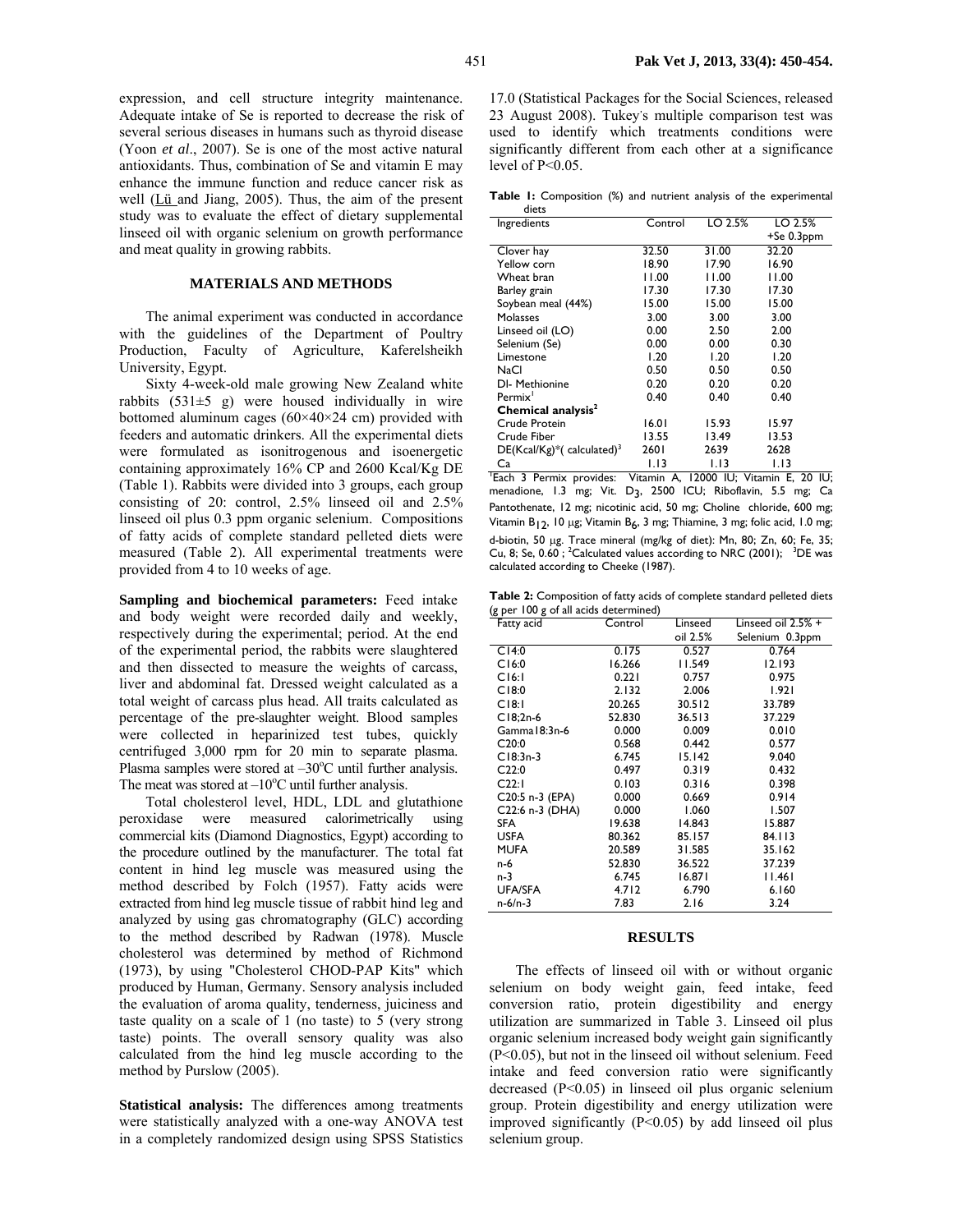expression, and cell structure integrity maintenance. Adequate intake of Se is reported to decrease the risk of several serious diseases in humans such as thyroid disease (Yoon *et al*., 2007). Se is one of the most active natural antioxidants. Thus, combination of Se and vitamin E may enhance the immune function and reduce cancer risk as well (Lü and Jiang, 2005). Thus, the aim of the present study was to evaluate the effect of dietary supplemental linseed oil with organic selenium on growth performance and meat quality in growing rabbits.

## MATERIALS AND METHODS

The animal experiment was conducted in accordance with the guidelines of the Department of Poultry Production, Faculty of Agriculture, Kaferelsheikh University, Egypt.

Sixty 4-week-old male growing New Zealand white rabbits (531±5 g) were housed individually in wire bottomed aluminum cages (60×40×24 cm) provided with feeders and automatic drinkers. All the experimental diets were formulated as isonitrogenous and isoenergetic containing approximately 16% CP and 2600 Kcal/Kg DE (Table 1). Rabbits were divided into 3 groups, each group consisting of 20: control, 2.5% linseed oil and 2.5% linseed oil plus 0.3 ppm organic selenium. Compositions of fatty acids of complete standard pelleted diets were measured (Table 2). All experimental treatments were provided from 4 to 10 weeks of age.

**Sampling and biochemical parameters:** Feed intake and body weight were recorded daily and weekly, respectively during the experimental; period. At the end of the experimental period, the rabbits were slaughtered and then dissected to measure the weights of carcass, liver and abdominal fat. Dressed weight calculated as a total weight of carcass plus head. All traits calculated as percentage of the pre-slaughter weight. Blood samples were collected in heparinized test tubes, quickly centrifuged 3,000 rpm for 20 min to separate plasma. Plasma samples were stored at –30°C until further analysis. The meat was stored at –10°C until further analysis.

Total cholesterol level, HDL, LDL and glutathione peroxidase were measured calorimetrically using commercial kits (Diamond Diagnostics, Egypt) according to the procedure outlined by the manufacturer. The total fat content in hind leg muscle was measured using the method described by Folch (1957). Fatty acids were extracted from hind leg muscle tissue of rabbit hind leg and analyzed by using gas chromatography (GLC) according to the method described by Radwan (1978). Muscle cholesterol was determined by method of Richmond (1973), by using "Cholesterol CHOD-PAP Kits" which produced by Human, Germany. Sensory analysis included the evaluation of aroma quality, tenderness, juiciness and taste quality on a scale of 1 (no taste) to 5 (very strong taste) points. The overall sensory quality was also calculated from the hind leg muscle according to the method by Purslow (2005).

**Statistical analysis:** The differences among treatments were statistically analyzed with a one-way ANOVA test in a completely randomized design using SPSS Statistics 17.0 (Statistical Packages for the Social Sciences, released 23 August 2008). Tukey's multiple comparison test was used to identify which treatments conditions were significantly different from each other at a significance level of $P<0.05$.

**Table 1:** Composition (%) and nutrient analysis of the experimental diets

| Ingredients | Control | LO 2.5% | LO 2.5% +Se 0.3ppm |
|---|---|---|---|
| Clover hay | 32.50 | 31.00 | 32.20 |
| Yellow corn | 18.90 | 17.90 | 16.90 |
| Wheat bran | 11.00 | 11.00 | 11.00 |
| Barley grain | 17.30 | 17.30 | 17.30 |
| Soybean meal (44%) | 15.00 | 15.00 | 15.00 |
| Molasses | 3.00 | 3.00 | 3.00 |
| Linseed oil (LO) | 0.00 | 2.50 | 2.00 |
| Selenium (Se) | 0.00 | 0.00 | 0.30 |
| Limestone | 1.20 | 1.20 | 1.20 |
| NaCl | 0.50 | 0.50 | 0.50 |
| Dl- Methionine | 0.20 | 0.20 | 0.20 |
| Permix[1] | 0.40 | 0.40 | 0.40 |
| **Chemical analysis[2]** | | | |
| Crude Protein | 16.01 | 15.93 | 15.97 |
| Crude Fiber | 13.55 | 13.49 | 13.53 |
| DE(Kcal/Kg)*( calculated)[3] | 2601 | 2639 | 2628 |
| Ca | 1.13 | 1.13 | 1.13 |

[1]Each 3 Permix provides: Vitamin A, 12000 IU; Vitamin E, 20 IU; menadione, 1.3 mg; Vit. $D_3$, 2500 ICU; Riboflavin, 5.5 mg; Ca Pantothenate, 12 mg; nicotinic acid, 50 mg; Choline chloride, 600 mg; Vitamin $B_{12}$, 10 μg; Vitamin $B_6$, 3 mg; Thiamine, 3 mg; folic acid, 1.0 mg; d-biotin, 50 μg. Trace mineral (mg/kg of diet): Mn, 80; Zn, 60; Fe, 35; Cu, 8; Se, 0.60 ; [2]Calculated values according to NRC (2001); [3]DE was calculated according to Cheeke (1987).

**Table 2:** Composition of fatty acids of complete standard pelleted diets (g per 100 g of all acids determined)

| Fatty acid | Control | Linseed oil 2.5% | Linseed oil 2.5% + Selenium 0.3ppm |
|---|---|---|---|
| C14:0 | 0.175 | 0.527 | 0.764 |
| C16:0 | 16.266 | 11.549 | 12.193 |
| C16:1 | 0.221 | 0.757 | 0.975 |
| C18:0 | 2.132 | 2.006 | 1.921 |
| C18:1 | 20.265 | 30.512 | 33.789 |
| C18;2n-6 | 52.830 | 36.513 | 37.229 |
| Gamma18:3n-6 | 0.000 | 0.009 | 0.010 |
| C20:0 | 0.568 | 0.442 | 0.577 |
| C18:3n-3 | 6.745 | 15.142 | 9.040 |
| C22:0 | 0.497 | 0.319 | 0.432 |
| C22:1 | 0.103 | 0.316 | 0.398 |
| C20:5 n-3 (EPA) | 0.000 | 0.669 | 0.914 |
| C22:6 n-3 (DHA) | 0.000 | 1.060 | 1.507 |
| SFA | 19.638 | 14.843 | 15.887 |
| USFA | 80.362 | 85.157 | 84.113 |
| MUFA | 20.589 | 31.585 | 35.162 |
| n-6 | 52.830 | 36.522 | 37.239 |
| n-3 | 6.745 | 16.871 | 11.461 |
| UFA/SFA | 4.712 | 6.790 | 6.160 |
| n-6/n-3 | 7.83 | 2.16 | 3.24 |

## RESULTS

The effects of linseed oil with or without organic selenium on body weight gain, feed intake, feed conversion ratio, protein digestibility and energy utilization are summarized in Table 3. Linseed oil plus organic selenium increased body weight gain significantly ($P<0.05$), but not in the linseed oil without selenium. Feed intake and feed conversion ratio were significantly decreased ($P<0.05$) in linseed oil plus organic selenium group. Protein digestibility and energy utilization were improved significantly ($P<0.05$) by add linseed oil plus selenium group.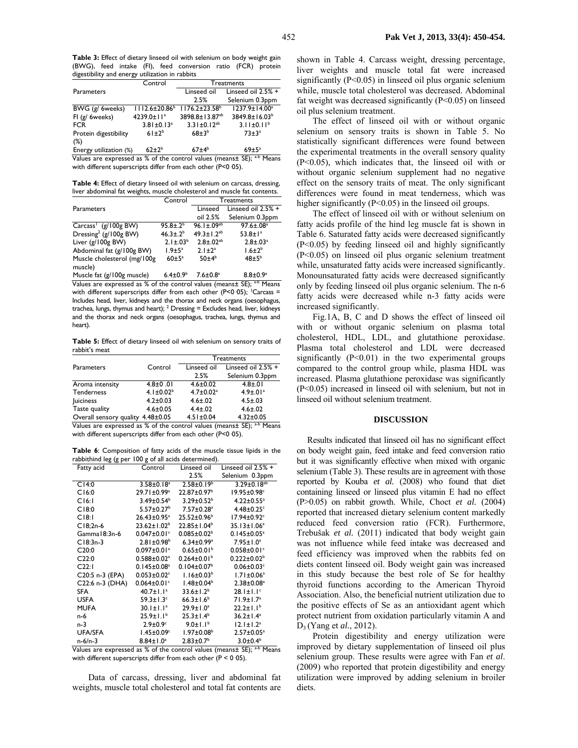**Table 3:** Effect of dietary linseed oil with selenium on body weight gain (BWG), feed intake (FI), feed conversion ratio (FCR) protein digestibility and energy utilization in rabbits

| Parameters | Control | Treatments | |
|---|---|---|---|
| | | Linseed oil 2.5% | Linseed oil 2.5% + Selenium 0.3ppm |
| BWG (g/ 6weeks) | 1112.6±20.86[b] | 1176.2±23.58[b] | 1237.9±14.00[a] |
| FI (g/ 6weeks) | 4239.0±11[a] | 3898.8±13.87[ab] | 3849.8±16.03[b] |
| FCR | 3.81±0.13[a] | 3.31±0.12[ab] | 3.11±0.11[b] |
| Protein digestibility (%) | 61±2[b] | 68±3[b] | 73±3[a] |
| Energy utilization (%) | 62±2[b] | 67±4[b] | 69±5[a] |

Values are expressed as % of the control values (means± SE); [a-b] Means with different superscripts differ from each other (P<0 05).

**Table 4:** Effect of dietary linseed oil with selenium on carcass, dressing, liver abdominal fat weights, muscle cholesterol and muscle fat contents.

| Parameters | Control | Treatments | |
|---|---|---|---|
| | | Linseed oil 2.5% | Linseed oil 2.5% + Selenium 0.3ppm |
| Carcass[1] (g/100g BW) | 95.8±.2[b] | 96.1±.09[ab] | 97.6±.08[a] |
| Dressing[2] (g/100g BW) | 46.3±.2[b] | 49.3±1.2[ab] | 53.8±1[a] |
| Liver (g/100g BW) | 2.1±.03[b] | 2.8±.02[ab] | 2.8±.03[a] |
| Abdominal fat (g/100g BW) | 1.9±5[a] | 2.1±2[a] | 1.6±2[b] |
| Muscle cholesterol (mg/100g muscle) | 60±5[a] | 50±4[b] | 48±5[b] |
| Muscle fat (g/100g muscle) | 6.4±0.9[b] | 7.6±0.8[a] | 8.8±0.9[a] |

Values are expressed as % of the control values (means± SE); [a-b] Means with different superscripts differ from each other (P<0 05); [1]Carcass = Includes head, liver, kidneys and the thorax and neck organs (oesophagus, trachea, lungs, thymus and heart); [2] Dressing = Excludes head, liver, kidneys and the thorax and neck organs (oesophagus, trachea, lungs, thymus and heart).

**Table 5:** Effect of dietary linseed oil with selenium on sensory traits of rabbit's meat

| Parameters | Control | Treatments | |
|---|---|---|---|
| | | Linseed oil 2.5% | Linseed oil 2.5% + Selenium 0.3ppm |
| Aroma intensity | 4.8±0 .01 | 4.6±0.02 | 4.8±.01 |
| Tenderness | 4.1±0.02[b] | 4.7±0.02[a] | 4.9±.01[a] |
| Juiciness | 4.2±0.03 | 4.6±.02 | 4.5±.03 |
| Taste quality | 4.6±0.05 | 4.4±.02 | 4.6±.02 |
| Overall sensory quality | 4.48±0.05 | 4.51±0.04 | 4.32±0.05 |

Values are expressed as % of the control values (means± SE); [a-b] Means with different superscripts differ from each other (P<0 05).

**Table 6**: Composition of fatty acids of the muscle tissue lipids in the rabbithind leg (g per 100 g of all acids determined).

| Fatty acid | Control | Linseed oil 2.5% | Linseed oil 2.5% + Selenium 0.3ppm |
|---|---|---|---|
| C14:0 | 3.58±0.18[a] | 2.58±0.19[b] | 3.29±0.18[ab] |
| C16:0 | 29.71±0.99[a] | 22.87±0.97[b] | 19.95±0.98[c] |
| C16:1 | 3.49±0.54[b] | 3.29±0.52[b] | 4.22±0.55[a] |
| C18:0 | 5.57±0.27[b] | 7.57±0.28[a] | 4.48±0.25[c] |
| C18:1 | 26.43±0.95[a] | 25.52±0.96[b] | 17.94±0.92[c] |
| C18;2n-6 | 23.62±1.02[b] | 22.85±1.04[b] | 35.13±1.06[a] |
| Gamma18:3n-6 | 0.047±0.01[c] | 0.085±0.02[b] | 0.145±0.05[a] |
| C18:3n-3 | 2.81±0.98[b] | 6.34±0.99[a] | 7.95±1.0[a] |
| C20:0 | 0.097±0.01[a] | 0.65±0.01[b] | 0.058±0.01[c] |
| C22:0 | 0.588±0.02[a] | 0.264±0.01[b] | 0.222±0.02[b] |
| C22:1 | 0.145±0.08[a] | 0.104±0.07[b] | 0.06±0.03[c] |
| C20:5 n-3 (EPA) | 0.053±0.02[c] | 1.16±0.03[b] | 1.71±0.06[a] |
| C22:6 n-3 (DHA) | 0.064±0.01[c] | 1.48±0.04[b] | 2.38±0.08[a] |
| SFA | 40.7±1.1[a] | 33.6±1.2[b] | 28.1±1.1[c] |
| USFA | 59.3±1.3[c] | 66.3±1.6[b] | 71.9±1.7[a] |
| MUFA | 30.1±1.1[a] | 29.9±1.0[a] | 22.2±1.1[b] |
| n-6 | 25.9±1.1[b] | 25.3±1.4[b] | 36.2±1.4[a] |
| n-3 | 2.9±0.9[c] | 9.0±1.1[b] | 12.1±1.2[a] |
| UFA/SFA | 1.45±0.09[c] | 1.97±0.08[b] | 2.57±0.05[a] |
| n-6/n-3 | 8.84±1.0[a] | 2.83±0.7[b] | 3.0±0.4[b] |

Values are expressed as % of the control values (means± SE); [a-b] Means with different superscripts differ from each other (P < 0 05).

Data of carcass, dressing, liver and abdominal fat weights, muscle total cholesterol and total fat contents are shown in Table 4. Carcass weight, dressing percentage, liver weights and muscle total fat were increased significantly (P<0.05) in linseed oil plus organic selenium while, muscle total cholesterol was decreased. Abdominal fat weight was decreased significantly (P<0.05) on linseed oil plus selenium treatment.

The effect of linseed oil with or without organic selenium on sensory traits is shown in Table 5. No statistically significant differences were found between the experimental treatments in the overall sensory quality (P<0.05), which indicates that, the linseed oil with or without organic selenium supplement had no negative effect on the sensory traits of meat. The only significant differences were found in meat tenderness, which was higher significantly (P<0.05) in the linseed oil groups.

The effect of linseed oil with or without selenium on fatty acids profile of the hind leg muscle fat is shown in Table 6. Saturated fatty acids were decreased significantly (P<0.05) by feeding linseed oil and highly significantly (P<0.05) on linseed oil plus organic selenium treatment while, unsaturated fatty acids were increased significantly. Monounsaturated fatty acids were decreased significantly only by feeding linseed oil plus organic selenium. The n-6 fatty acids were decreased while n-3 fatty acids were increased significantly.

Fig.1A, B, C and D shows the effect of linseed oil with or without organic selenium on plasma total cholesterol, HDL, LDL, and glutathione peroxidase. Plasma total cholesterol and LDL were decreased significantly (P<0.01) in the two experimental groups compared to the control group while, plasma HDL was increased. Plasma glutathione peroxidase was significantly (P<0.05) increased in linseed oil with selenium, but not in linseed oil without selenium treatment.

## DISCUSSION

Results indicated that linseed oil has no significant effect on body weight gain, feed intake and feed conversion ratio but it was significantly effective when mixed with organic selenium (Table 3). These results are in agreement with those reported by Kouba *et al.* (2008) who found that diet containing linseed or linseed plus vitamin E had no effect (P>0.05) on rabbit growth. While, Choct *et al.* (2004) reported that increased dietary selenium content markedly reduced feed conversion ratio (FCR). Furthermore, Trebušak *et al.* (2011) indicated that body weight gain was not influence while feed intake was decreased and feed efficiency was improved when the rabbits fed on diets content linseed oil. Body weight gain was increased in this study because the best role of Se for healthy thyroid functions according to the American Thyroid Association. Also, the beneficial nutrient utilization due to the positive effects of Se as an antioxidant agent which protect nutrient from oxidation particularly vitamin A and $D_3$ (Yang et *al.*, 2012).

Protein digestibility and energy utilization were improved by dietary supplementation of linseed oil plus selenium group. These results were agree with Fan *et al*. (2009) who reported that protein digestibility and energy utilization were improved by adding selenium in broiler diets.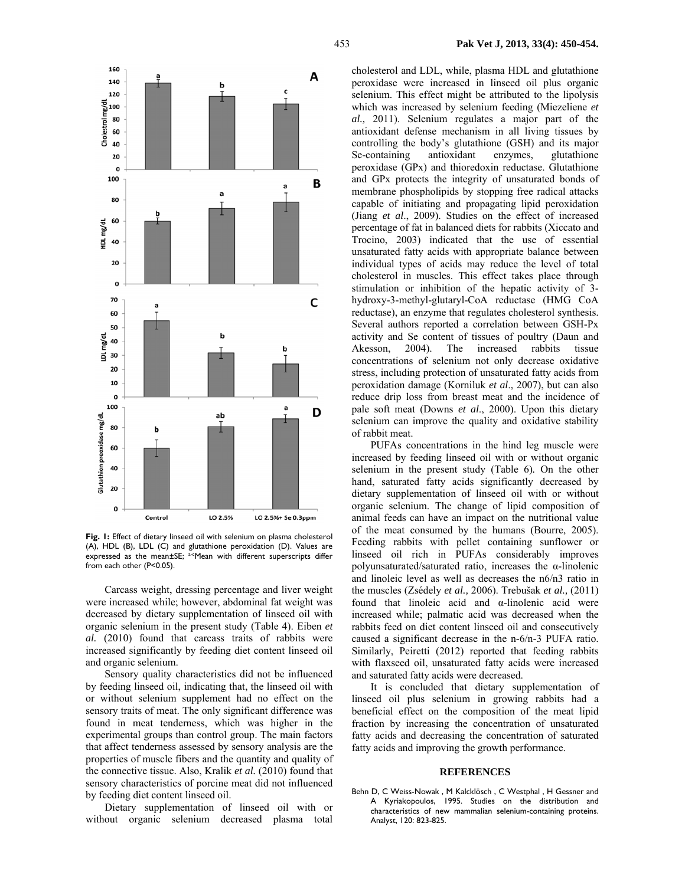**Fig. 1:** Effect of dietary linseed oil with selenium on plasma cholesterol (A), HDL (B), LDL (C) and glutathione peroxidation (D). Values are expressed as the mean±SE; [a-c]Mean with different superscripts differ from each other (P<0.05).

Carcass weight, dressing percentage and liver weight were increased while; however, abdominal fat weight was decreased by dietary supplementation of linseed oil with organic selenium in the present study (Table 4). Eiben *et al.* (2010) found that carcass traits of rabbits were increased significantly by feeding diet content linseed oil and organic selenium.

Sensory quality characteristics did not be influenced by feeding linseed oil, indicating that, the linseed oil with or without selenium supplement had no effect on the sensory traits of meat. The only significant difference was found in meat tenderness, which was higher in the experimental groups than control group. The main factors that affect tenderness assessed by sensory analysis are the properties of muscle fibers and the quantity and quality of the connective tissue. Also, Kralik *et al.* (2010) found that sensory characteristics of porcine meat did not influenced by feeding diet content linseed oil.

Dietary supplementation of linseed oil with or without organic selenium decreased plasma total cholesterol and LDL, while, plasma HDL and glutathione peroxidase were increased in linseed oil plus organic selenium. This effect might be attributed to the lipolysis which was increased by selenium feeding (Miezeliene *et al.,* 2011). Selenium regulates a major part of the antioxidant defense mechanism in all living tissues by controlling the body's glutathione (GSH) and its major Se-containing antioxidant enzymes, glutathione peroxidase (GPx) and thioredoxin reductase. Glutathione and GPx protects the integrity of unsaturated bonds of membrane phospholipids by stopping free radical attacks capable of initiating and propagating lipid peroxidation (Jiang *et al*., 2009). Studies on the effect of increased percentage of fat in balanced diets for rabbits (Xiccato and Trocino, 2003) indicated that the use of essential unsaturated fatty acids with appropriate balance between individual types of acids may reduce the level of total cholesterol in muscles. This effect takes place through stimulation or inhibition of the hepatic activity of 3-hydroxy-3-methyl-glutaryl-CoA reductase (HMG CoA reductase), an enzyme that regulates cholesterol synthesis. Several authors reported a correlation between GSH-Px activity and Se content of tissues of poultry (Daun and Akesson, 2004). The increased rabbits tissue concentrations of selenium not only decrease oxidative stress, including protection of unsaturated fatty acids from peroxidation damage (Korniluk *et al*., 2007), but can also reduce drip loss from breast meat and the incidence of pale soft meat (Downs *et al*., 2000). Upon this dietary selenium can improve the quality and oxidative stability of rabbit meat.

PUFAs concentrations in the hind leg muscle were increased by feeding linseed oil with or without organic selenium in the present study (Table 6). On the other hand, saturated fatty acids significantly decreased by dietary supplementation of linseed oil with or without organic selenium. The change of lipid composition of animal feeds can have an impact on the nutritional value of the meat consumed by the humans (Bourre, 2005). Feeding rabbits with pellet containing sunflower or linseed oil rich in PUFAs considerably improves polyunsaturated/saturated ratio, increases the α-linolenic and linoleic level as well as decreases the n6/n3 ratio in the muscles (Zsédely *et al.,* 2006). Trebušak *et al.,* (2011) found that linoleic acid and α-linolenic acid were increased while; palmatic acid was decreased when the rabbits feed on diet content linseed oil and consecutively caused a significant decrease in the n-6/n-3 PUFA ratio. Similarly, Peiretti (2012) reported that feeding rabbits with flaxseed oil, unsaturated fatty acids were increased and saturated fatty acids were decreased.

It is concluded that dietary supplementation of linseed oil plus selenium in growing rabbits had a beneficial effect on the composition of the meat lipid fraction by increasing the concentration of unsaturated fatty acids and decreasing the concentration of saturated fatty acids and improving the growth performance.

## REFERENCES

Behn D, C Weiss-Nowak , M Kalcklösch , C Westphal , H Gessner and A Kyriakopoulos, 1995. Studies on the distribution and characteristics of new mammalian selenium-containing proteins. Analyst, 120: 823-825.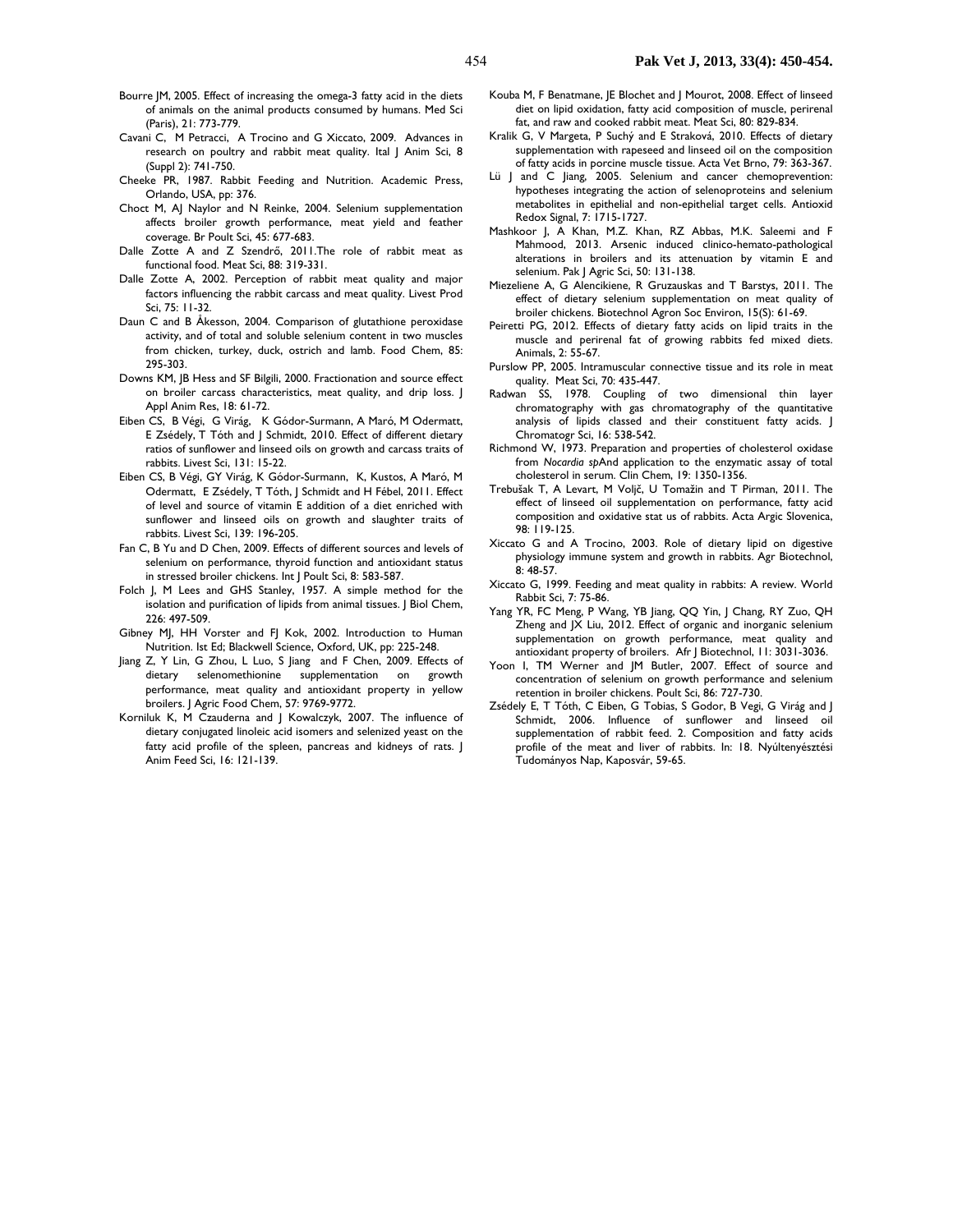Bourre JM, 2005. Effect of increasing the omega-3 fatty acid in the diets of animals on the animal products consumed by humans. Med Sci (Paris), 21: 773-779.

Cavani C, M Petracci, A Trocino and G Xiccato, 2009. Advances in research on poultry and rabbit meat quality. Ital J Anim Sci, 8 (Suppl 2): 741-750.

Cheeke PR, 1987. Rabbit Feeding and Nutrition. Academic Press, Orlando, USA, pp: 376.

Choct M, AJ Naylor and N Reinke, 2004. Selenium supplementation affects broiler growth performance, meat yield and feather coverage. Br Poult Sci, 45: 677-683.

Dalle Zotte A and Z Szendrő, 2011.The role of rabbit meat as functional food. Meat Sci, 88: 319-331.

Dalle Zotte A, 2002. Perception of rabbit meat quality and major factors influencing the rabbit carcass and meat quality. Livest Prod Sci, 75: 11-32.

Daun C and B Åkesson, 2004. Comparison of glutathione peroxidase activity, and of total and soluble selenium content in two muscles from chicken, turkey, duck, ostrich and lamb. Food Chem, 85: 295-303.

Downs KM, JB Hess and SF Bilgili, 2000. Fractionation and source effect on broiler carcass characteristics, meat quality, and drip loss. J Appl Anim Res, 18: 61-72.

Eiben CS, B Végi, G Virág, K Gódor-Surmann, A Maró, M Odermatt, E Zsédely, T Tóth and J Schmidt, 2010. Effect of different dietary ratios of sunflower and linseed oils on growth and carcass traits of rabbits. Livest Sci, 131: 15-22.

Eiben CS, B Végi, GY Virág, K Gódor-Surmann, K, Kustos, A Maró, M Odermatt, E Zsédely, T Tóth, J Schmidt and H Fébel, 2011. Effect of level and source of vitamin E addition of a diet enriched with sunflower and linseed oils on growth and slaughter traits of rabbits. Livest Sci, 139: 196-205.

Fan C, B Yu and D Chen, 2009. Effects of different sources and levels of selenium on performance, thyroid function and antioxidant status in stressed broiler chickens. Int J Poult Sci, 8: 583-587.

Folch J, M Lees and GHS Stanley, 1957. A simple method for the isolation and purification of lipids from animal tissues. J Biol Chem, 226: 497-509.

Gibney MJ, HH Vorster and FJ Kok, 2002. Introduction to Human Nutrition. Ist Ed; Blackwell Science, Oxford, UK, pp: 225-248.

Jiang Z, Y Lin, G Zhou, L Luo, S Jiang and F Chen, 2009. Effects of dietary selenomethionine supplementation on growth performance, meat quality and antioxidant property in yellow broilers. J Agric Food Chem, 57: 9769-9772.

Korniluk K, M Czauderna and J Kowalczyk, 2007. The influence of dietary conjugated linoleic acid isomers and selenized yeast on the fatty acid profile of the spleen, pancreas and kidneys of rats. J Anim Feed Sci, 16: 121-139.

Kouba M, F Benatmane, JE Blochet and J Mourot, 2008. Effect of linseed diet on lipid oxidation, fatty acid composition of muscle, perirenal fat, and raw and cooked rabbit meat. Meat Sci, 80: 829-834.

Kralik G, V Margeta, P Suchý and E Straková, 2010. Effects of dietary supplementation with rapeseed and linseed oil on the composition of fatty acids in porcine muscle tissue. Acta Vet Brno, 79: 363-367.

Lü J and C Jiang, 2005. Selenium and cancer chemoprevention: hypotheses integrating the action of selenoproteins and selenium metabolites in epithelial and non-epithelial target cells. Antioxid Redox Signal, 7: 1715-1727.

Mashkoor J, A Khan, M.Z. Khan, RZ Abbas, M.K. Saleemi and F Mahmood, 2013. Arsenic induced clinico-hemato-pathological alterations in broilers and its attenuation by vitamin E and selenium. Pak J Agric Sci, 50: 131-138.

Miezeliene A, G Alencikiene, R Gruzauskas and T Barstys, 2011. The effect of dietary selenium supplementation on meat quality of broiler chickens. Biotechnol Agron Soc Environ, 15(S): 61-69.

Peiretti PG, 2012. Effects of dietary fatty acids on lipid traits in the muscle and perirenal fat of growing rabbits fed mixed diets. Animals, 2: 55-67.

Purslow PP, 2005. Intramuscular connective tissue and its role in meat quality. Meat Sci, 70: 435-447.

Radwan SS, 1978. Coupling of two dimensional thin layer chromatography with gas chromatography of the quantitative analysis of lipids classed and their constituent fatty acids. J Chromatogr Sci, 16: 538-542.

Richmond W, 1973. Preparation and properties of cholesterol oxidase from *Nocardia sp*And application to the enzymatic assay of total cholesterol in serum. Clin Chem, 19: 1350-1356.

Trebušak T, A Levart, M Voljč, U Tomažin and T Pirman, 2011. The effect of linseed oil supplementation on performance, fatty acid composition and oxidative stat us of rabbits. Acta Argic Slovenica, 98: 119-125.

Xiccato G and A Trocino, 2003. Role of dietary lipid on digestive physiology immune system and growth in rabbits. Agr Biotechnol, 8: 48-57.

Xiccato G, 1999. Feeding and meat quality in rabbits: A review. World Rabbit Sci, 7: 75-86.

Yang YR, FC Meng, P Wang, YB Jiang, QQ Yin, J Chang, RY Zuo, QH Zheng and JX Liu, 2012. Effect of organic and inorganic selenium supplementation on growth performance, meat quality and antioxidant property of broilers. Afr J Biotechnol, 11: 3031-3036.

Yoon I, TM Werner and JM Butler, 2007. Effect of source and concentration of selenium on growth performance and selenium retention in broiler chickens. Poult Sci, 86: 727-730.

Zsédely E, T Tóth, C Eiben, G Tobias, S Godor, B Vegi, G Virág and J Schmidt, 2006. Influence of sunflower and linseed oil supplementation of rabbit feed. 2. Composition and fatty acids profile of the meat and liver of rabbits. In: 18. Nyúltenyésztési Tudományos Nap, Kaposvár, 59-65.